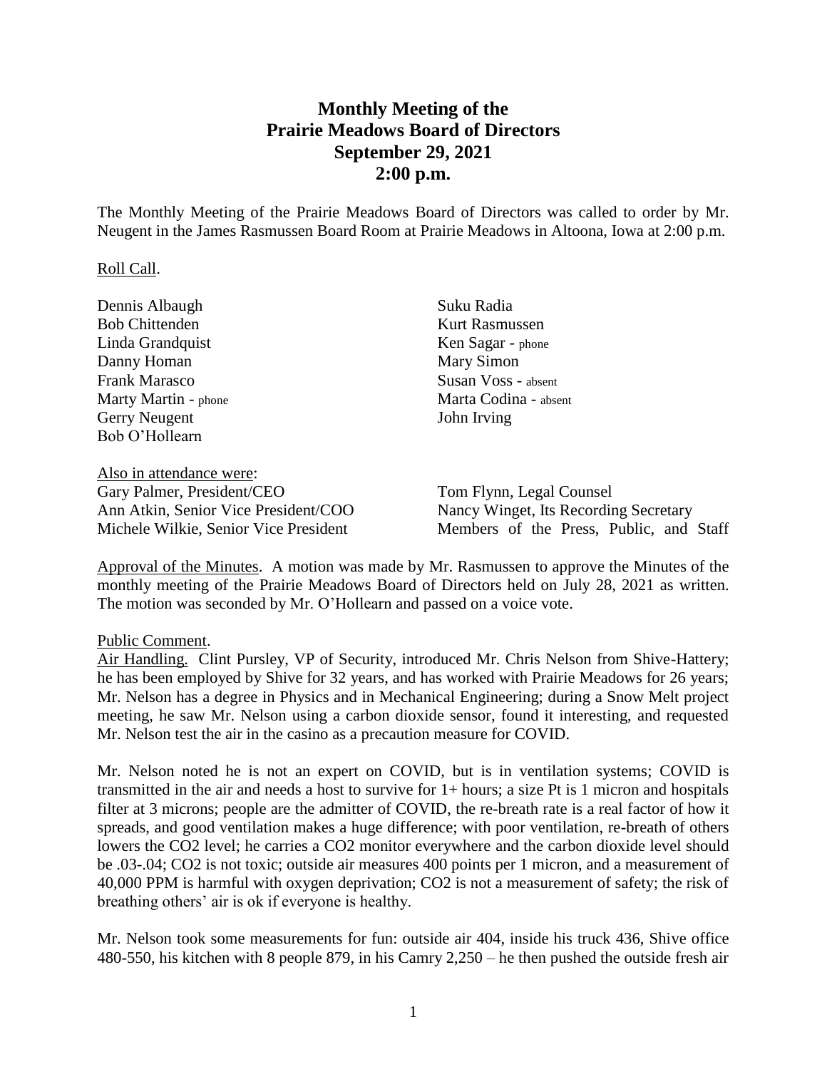# Monthly Meeting of the Prairie Meadows Board of Directors
## September 29, 2021
## 2:00 p.m.

The Monthly Meeting of the Prairie Meadows Board of Directors was called to order by Mr. Neugent in the James Rasmussen Board Room at Prairie Meadows in Altoona, Iowa at 2:00 p.m.

Roll Call.

Dennis Albaugh
Bob Chittenden
Linda Grandquist
Danny Homan
Frank Marasco
Marty Martin - phone
Gerry Neugent
Bob O'Hollearn
Suku Radia
Kurt Rasmussen
Ken Sagar - phone
Mary Simon
Susan Voss - absent
Marta Codina - absent
John Irving

Also in attendance were:
Gary Palmer, President/CEO
Ann Atkin, Senior Vice President/COO
Michele Wilkie, Senior Vice President
Tom Flynn, Legal Counsel
Nancy Winget, Its Recording Secretary
Members of the Press, Public, and Staff

Approval of the Minutes. A motion was made by Mr. Rasmussen to approve the Minutes of the monthly meeting of the Prairie Meadows Board of Directors held on July 28, 2021 as written. The motion was seconded by Mr. O'Hollearn and passed on a voice vote.

Public Comment.
Air Handling. Clint Pursley, VP of Security, introduced Mr. Chris Nelson from Shive-Hattery; he has been employed by Shive for 32 years, and has worked with Prairie Meadows for 26 years; Mr. Nelson has a degree in Physics and in Mechanical Engineering; during a Snow Melt project meeting, he saw Mr. Nelson using a carbon dioxide sensor, found it interesting, and requested Mr. Nelson test the air in the casino as a precaution measure for COVID.

Mr. Nelson noted he is not an expert on COVID, but is in ventilation systems; COVID is transmitted in the air and needs a host to survive for 1+ hours; a size Pt is 1 micron and hospitals filter at 3 microns; people are the admitter of COVID, the re-breath rate is a real factor of how it spreads, and good ventilation makes a huge difference; with poor ventilation, re-breath of others lowers the CO2 level; he carries a CO2 monitor everywhere and the carbon dioxide level should be .03-.04; CO2 is not toxic; outside air measures 400 points per 1 micron, and a measurement of 40,000 PPM is harmful with oxygen deprivation; CO2 is not a measurement of safety; the risk of breathing others' air is ok if everyone is healthy.

Mr. Nelson took some measurements for fun: outside air 404, inside his truck 436, Shive office 480-550, his kitchen with 8 people 879, in his Camry 2,250 – he then pushed the outside fresh air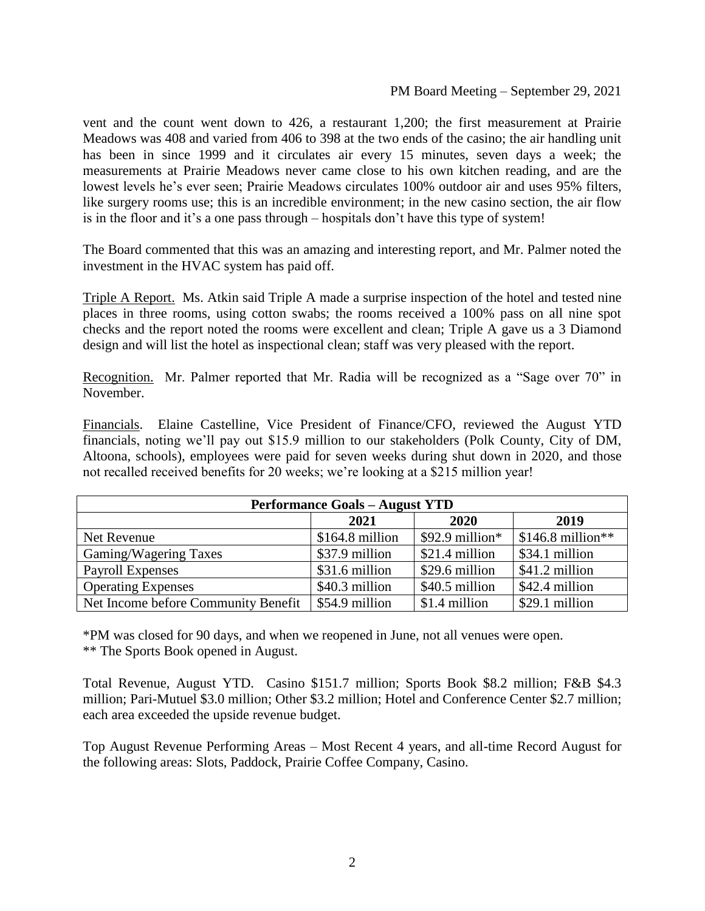vent and the count went down to 426, a restaurant 1,200; the first measurement at Prairie Meadows was 408 and varied from 406 to 398 at the two ends of the casino; the air handling unit has been in since 1999 and it circulates air every 15 minutes, seven days a week; the measurements at Prairie Meadows never came close to his own kitchen reading, and are the lowest levels he's ever seen; Prairie Meadows circulates 100% outdoor air and uses 95% filters, like surgery rooms use; this is an incredible environment; in the new casino section, the air flow is in the floor and it's a one pass through – hospitals don't have this type of system!

The Board commented that this was an amazing and interesting report, and Mr. Palmer noted the investment in the HVAC system has paid off.

Triple A Report. Ms. Atkin said Triple A made a surprise inspection of the hotel and tested nine places in three rooms, using cotton swabs; the rooms received a 100% pass on all nine spot checks and the report noted the rooms were excellent and clean; Triple A gave us a 3 Diamond design and will list the hotel as inspectional clean; staff was very pleased with the report.

Recognition. Mr. Palmer reported that Mr. Radia will be recognized as a "Sage over 70" in November.

Financials. Elaine Castelline, Vice President of Finance/CFO, reviewed the August YTD financials, noting we'll pay out $15.9 million to our stakeholders (Polk County, City of DM, Altoona, schools), employees were paid for seven weeks during shut down in 2020, and those not recalled received benefits for 20 weeks; we're looking at a $215 million year!

| Performance Goals – August YTD | | | |
|---|---|---|---|
| | 2021 | 2020 | 2019 |
| Net Revenue | $164.8 million | $92.9 million* | $146.8 million** |
| Gaming/Wagering Taxes | $37.9 million | $21.4 million | $34.1 million |
| Payroll Expenses | $31.6 million | $29.6 million | $41.2 million |
| Operating Expenses | $40.3 million | $40.5 million | $42.4 million |
| Net Income before Community Benefit | $54.9 million | $1.4 million | $29.1 million |

*PM was closed for 90 days, and when we reopened in June, not all venues were open.
** The Sports Book opened in August.

Total Revenue, August YTD. Casino $151.7 million; Sports Book $8.2 million; F&B $4.3 million; Pari-Mutuel $3.0 million; Other $3.2 million; Hotel and Conference Center $2.7 million; each area exceeded the upside revenue budget.

Top August Revenue Performing Areas – Most Recent 4 years, and all-time Record August for the following areas: Slots, Paddock, Prairie Coffee Company, Casino.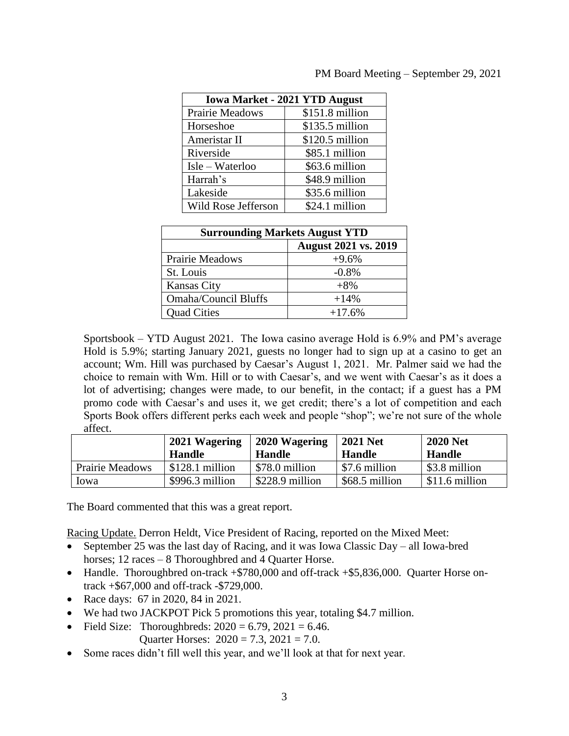| Iowa Market - 2021 YTD August | |
|---|---|
| Prairie Meadows | \$151.8 million |
| Horseshoe | \$135.5 million |
| Ameristar II | \$120.5 million |
| Riverside | \$85.1 million |
| Isle – Waterloo | \$63.6 million |
| Harrah's | \$48.9 million |
| Lakeside | \$35.6 million |
| Wild Rose Jefferson | \$24.1 million |

| Surrounding Markets August YTD | |
|---|---|
| | **August 2021 vs. 2019** |
| Prairie Meadows | +9.6% |
| St. Louis | -0.8% |
| Kansas City | +8% |
| Omaha/Council Bluffs | +14% |
| Quad Cities | +17.6% |

Sportsbook – YTD August 2021. The Iowa casino average Hold is 6.9% and PM's average Hold is 5.9%; starting January 2021, guests no longer had to sign up at a casino to get an account; Wm. Hill was purchased by Caesar's August 1, 2021. Mr. Palmer said we had the choice to remain with Wm. Hill or to with Caesar's, and we went with Caesar's as it does a lot of advertising; changes were made, to our benefit, in the contact; if a guest has a PM promo code with Caesar's and uses it, we get credit; there's a lot of competition and each Sports Book offers different perks each week and people "shop"; we're not sure of the whole affect.

| | 2021 Wagering Handle | 2020 Wagering Handle | 2021 Net Handle | 2020 Net Handle |
|---|---|---|---|---|
| Prairie Meadows | \$128.1 million | \$78.0 million | \$7.6 million | \$3.8 million |
| Iowa | \$996.3 million | \$228.9 million | \$68.5 million | \$11.6 million |

The Board commented that this was a great report.

Racing Update. Derron Heldt, Vice President of Racing, reported on the Mixed Meet:

- September 25 was the last day of Racing, and it was Iowa Classic Day – all Iowa-bred horses; 12 races – 8 Thoroughbred and 4 Quarter Horse.
- Handle. Thoroughbred on-track +\$780,000 and off-track +\$5,836,000. Quarter Horse on-track +\$67,000 and off-track -\$729,000.
- Race days: 67 in 2020, 84 in 2021.
- We had two JACKPOT Pick 5 promotions this year, totaling \$4.7 million.
- Field Size: Thoroughbreds: 2020 = 6.79, 2021 = 6.46.
  Quarter Horses: 2020 = 7.3, 2021 = 7.0.
- Some races didn't fill well this year, and we'll look at that for next year.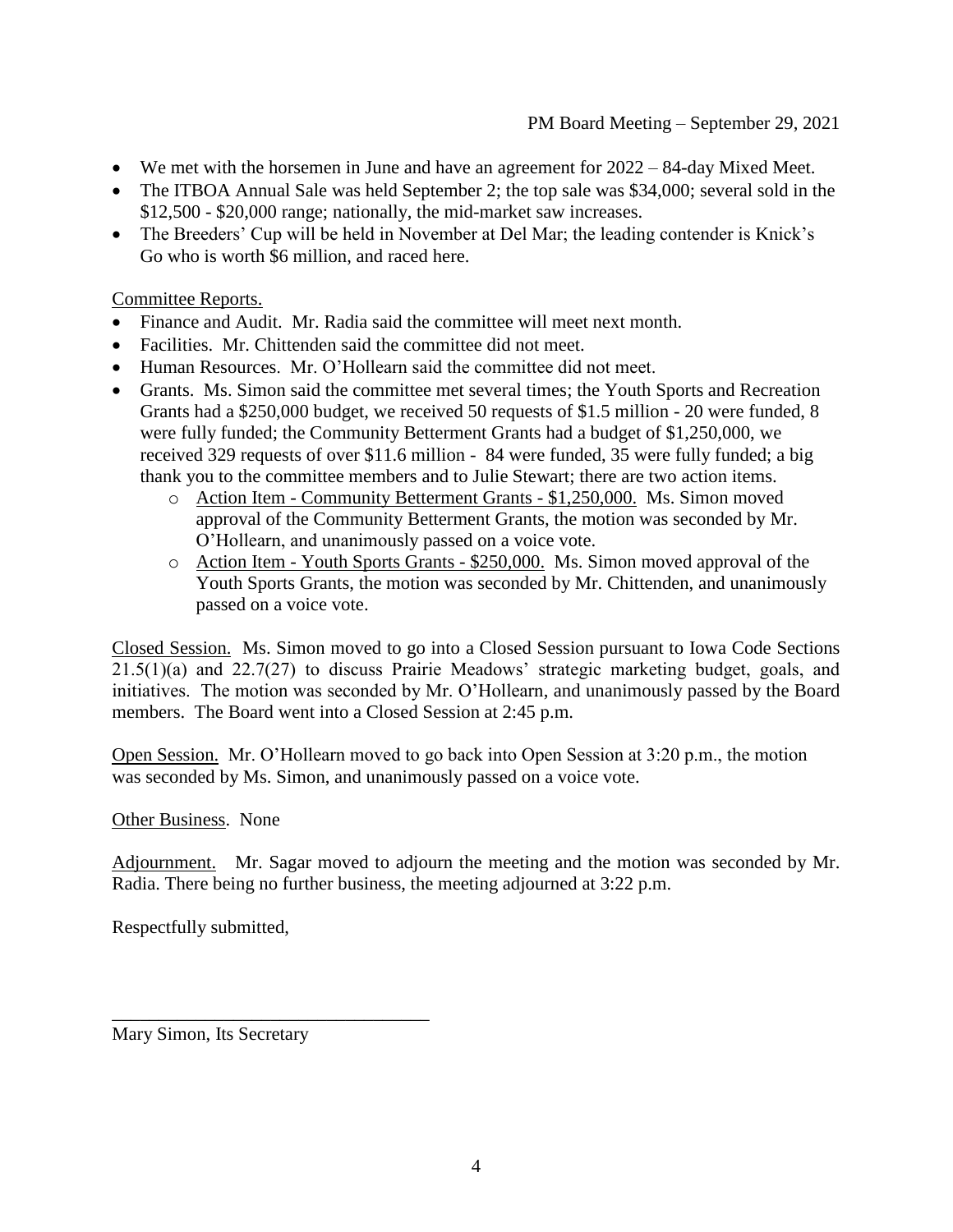- We met with the horsemen in June and have an agreement for 2022 – 84-day Mixed Meet.
- The ITBOA Annual Sale was held September 2; the top sale was $34,000; several sold in the $12,500 - $20,000 range; nationally, the mid-market saw increases.
- The Breeders' Cup will be held in November at Del Mar; the leading contender is Knick's Go who is worth $6 million, and raced here.

Committee Reports.

- Finance and Audit. Mr. Radia said the committee will meet next month.
- Facilities. Mr. Chittenden said the committee did not meet.
- Human Resources. Mr. O'Hollearn said the committee did not meet.
- Grants. Ms. Simon said the committee met several times; the Youth Sports and Recreation Grants had a $250,000 budget, we received 50 requests of $1.5 million - 20 were funded, 8 were fully funded; the Community Betterment Grants had a budget of $1,250,000, we received 329 requests of over $11.6 million - 84 were funded, 35 were fully funded; a big thank you to the committee members and to Julie Stewart; there are two action items.
  - Action Item - Community Betterment Grants - $1,250,000. Ms. Simon moved approval of the Community Betterment Grants, the motion was seconded by Mr. O'Hollearn, and unanimously passed on a voice vote.
  - Action Item - Youth Sports Grants - $250,000. Ms. Simon moved approval of the Youth Sports Grants, the motion was seconded by Mr. Chittenden, and unanimously passed on a voice vote.

Closed Session. Ms. Simon moved to go into a Closed Session pursuant to Iowa Code Sections 21.5(1)(a) and 22.7(27) to discuss Prairie Meadows' strategic marketing budget, goals, and initiatives. The motion was seconded by Mr. O'Hollearn, and unanimously passed by the Board members. The Board went into a Closed Session at 2:45 p.m.

Open Session. Mr. O'Hollearn moved to go back into Open Session at 3:20 p.m., the motion was seconded by Ms. Simon, and unanimously passed on a voice vote.

Other Business. None

Adjournment. Mr. Sagar moved to adjourn the meeting and the motion was seconded by Mr. Radia. There being no further business, the meeting adjourned at 3:22 p.m.

Respectfully submitted,

\_\_\_\_\_\_\_\_\_\_\_\_\_\_\_\_\_\_\_\_\_\_\_\_\_\_\_\_\_\_\_\_\_\_\_

Mary Simon, Its Secretary